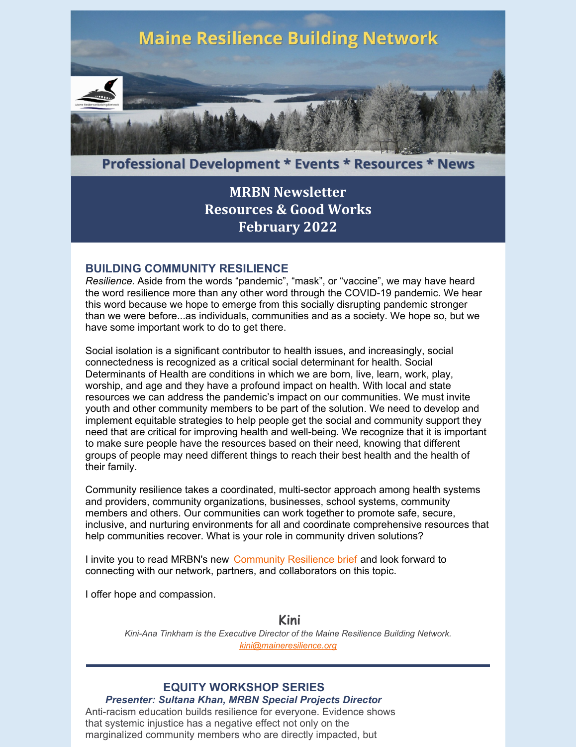# Maine Resilience Building Network

**Professional Development * Events * Resources * News**

## MRBN Newsletter
## Resources & Good Works
## February 2022

### BUILDING COMMUNITY RESILIENCE

*Resilience.* Aside from the words “pandemic”, “mask”, or “vaccine”, we may have heard the word resilience more than any other word through the COVID-19 pandemic. We hear this word because we hope to emerge from this socially disrupting pandemic stronger than we were before...as individuals, communities and as a society. We hope so, but we have some important work to do to get there.

Social isolation is a significant contributor to health issues, and increasingly, social connectedness is recognized as a critical social determinant for health. Social Determinants of Health are conditions in which we are born, live, learn, work, play, worship, and age and they have a profound impact on health. With local and state resources we can address the pandemic’s impact on our communities. We must invite youth and other community members to be part of the solution. We need to develop and implement equitable strategies to help people get the social and community support they need that are critical for improving health and well-being. We recognize that it is important to make sure people have the resources based on their need, knowing that different groups of people may need different things to reach their best health and the health of their family.

Community resilience takes a coordinated, multi-sector approach among health systems and providers, community organizations, businesses, school systems, community members and others. Our communities can work together to promote safe, secure, inclusive, and nurturing environments for all and coordinate comprehensive resources that help communities recover. What is your role in community driven solutions?

I invite you to read MRBN's new Community Resilience brief and look forward to connecting with our network, partners, and collaborators on this topic.

I offer hope and compassion.

Kini

*Kini-Ana Tinkham is the Executive Director of the Maine Resilience Building Network.*
*kini@maineresilience.org*

---

### EQUITY WORKSHOP SERIES

***Presenter: Sultana Khan, MRBN Special Projects Director***

Anti-racism education builds resilience for everyone. Evidence shows that systemic injustice has a negative effect not only on the marginalized community members who are directly impacted, but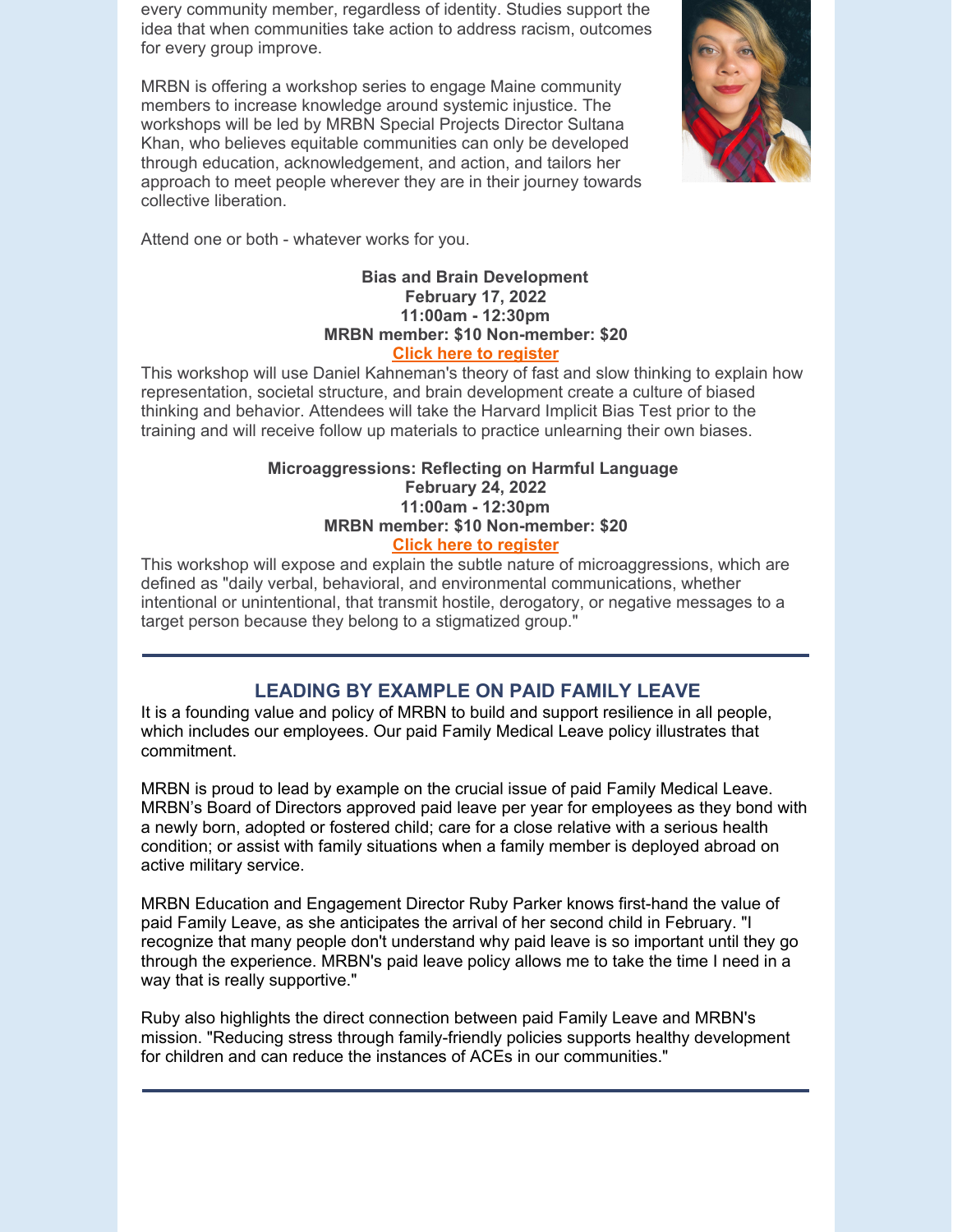every community member, regardless of identity. Studies support the idea that when communities take action to address racism, outcomes for every group improve.

MRBN is offering a workshop series to engage Maine community members to increase knowledge around systemic injustice. The workshops will be led by MRBN Special Projects Director Sultana Khan, who believes equitable communities can only be developed through education, acknowledgement, and action, and tailors her approach to meet people wherever they are in their journey towards collective liberation.

Attend one or both - whatever works for you.

**Bias and Brain Development**
**February 17, 2022**
**11:00am - 12:30pm**
**MRBN member: $10 Non-member: $20**
**Click here to register**

This workshop will use Daniel Kahneman's theory of fast and slow thinking to explain how representation, societal structure, and brain development create a culture of biased thinking and behavior. Attendees will take the Harvard Implicit Bias Test prior to the training and will receive follow up materials to practice unlearning their own biases.

**Microaggressions: Reflecting on Harmful Language**
**February 24, 2022**
**11:00am - 12:30pm**
**MRBN member: $10 Non-member: $20**
**Click here to register**

This workshop will expose and explain the subtle nature of microaggressions, which are defined as "daily verbal, behavioral, and environmental communications, whether intentional or unintentional, that transmit hostile, derogatory, or negative messages to a target person because they belong to a stigmatized group."

---

## LEADING BY EXAMPLE ON PAID FAMILY LEAVE

It is a founding value and policy of MRBN to build and support resilience in all people, which includes our employees. Our paid Family Medical Leave policy illustrates that commitment.

MRBN is proud to lead by example on the crucial issue of paid Family Medical Leave. MRBN's Board of Directors approved paid leave per year for employees as they bond with a newly born, adopted or fostered child; care for a close relative with a serious health condition; or assist with family situations when a family member is deployed abroad on active military service.

MRBN Education and Engagement Director Ruby Parker knows first-hand the value of paid Family Leave, as she anticipates the arrival of her second child in February. "I recognize that many people don't understand why paid leave is so important until they go through the experience. MRBN's paid leave policy allows me to take the time I need in a way that is really supportive."

Ruby also highlights the direct connection between paid Family Leave and MRBN's mission. "Reducing stress through family-friendly policies supports healthy development for children and can reduce the instances of ACEs in our communities."

---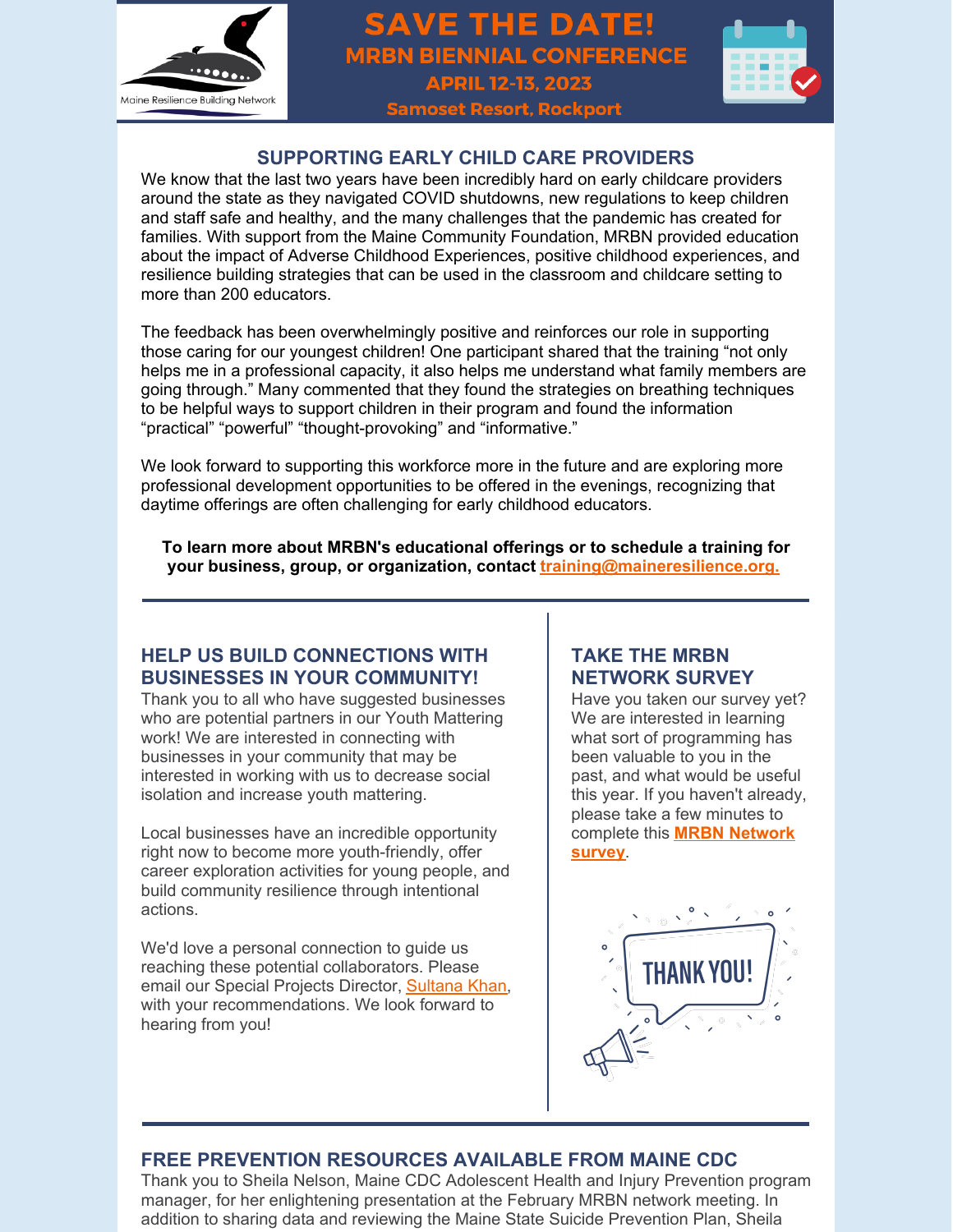# SAVE THE DATE!

## MRBN BIENNIAL CONFERENCE

**APRIL 12-13, 2023**

**Samoset Resort, Rockport**

## SUPPORTING EARLY CHILD CARE PROVIDERS

We know that the last two years have been incredibly hard on early childcare providers around the state as they navigated COVID shutdowns, new regulations to keep children and staff safe and healthy, and the many challenges that the pandemic has created for families. With support from the Maine Community Foundation, MRBN provided education about the impact of Adverse Childhood Experiences, positive childhood experiences, and resilience building strategies that can be used in the classroom and childcare setting to more than 200 educators.

The feedback has been overwhelmingly positive and reinforces our role in supporting those caring for our youngest children! One participant shared that the training "not only helps me in a professional capacity, it also helps me understand what family members are going through." Many commented that they found the strategies on breathing techniques to be helpful ways to support children in their program and found the information "practical" "powerful" "thought-provoking" and "informative."

We look forward to supporting this workforce more in the future and are exploring more professional development opportunities to be offered in the evenings, recognizing that daytime offerings are often challenging for early childhood educators.

**To learn more about MRBN's educational offerings or to schedule a training for your business, group, or organization, contact training@maineresilience.org.**

## HELP US BUILD CONNECTIONS WITH BUSINESSES IN YOUR COMMUNITY!

Thank you to all who have suggested businesses who are potential partners in our Youth Mattering work! We are interested in connecting with businesses in your community that may be interested in working with us to decrease social isolation and increase youth mattering.

Local businesses have an incredible opportunity right now to become more youth-friendly, offer career exploration activities for young people, and build community resilience through intentional actions.

We'd love a personal connection to guide us reaching these potential collaborators. Please email our Special Projects Director, Sultana Khan, with your recommendations. We look forward to hearing from you!

## TAKE THE MRBN NETWORK SURVEY

Have you taken our survey yet? We are interested in learning what sort of programming has been valuable to you in the past, and what would be useful this year. If you haven't already, please take a few minutes to complete this **MRBN Network survey**.

## FREE PREVENTION RESOURCES AVAILABLE FROM MAINE CDC

Thank you to Sheila Nelson, Maine CDC Adolescent Health and Injury Prevention program manager, for her enlightening presentation at the February MRBN network meeting. In addition to sharing data and reviewing the Maine State Suicide Prevention Plan, Sheila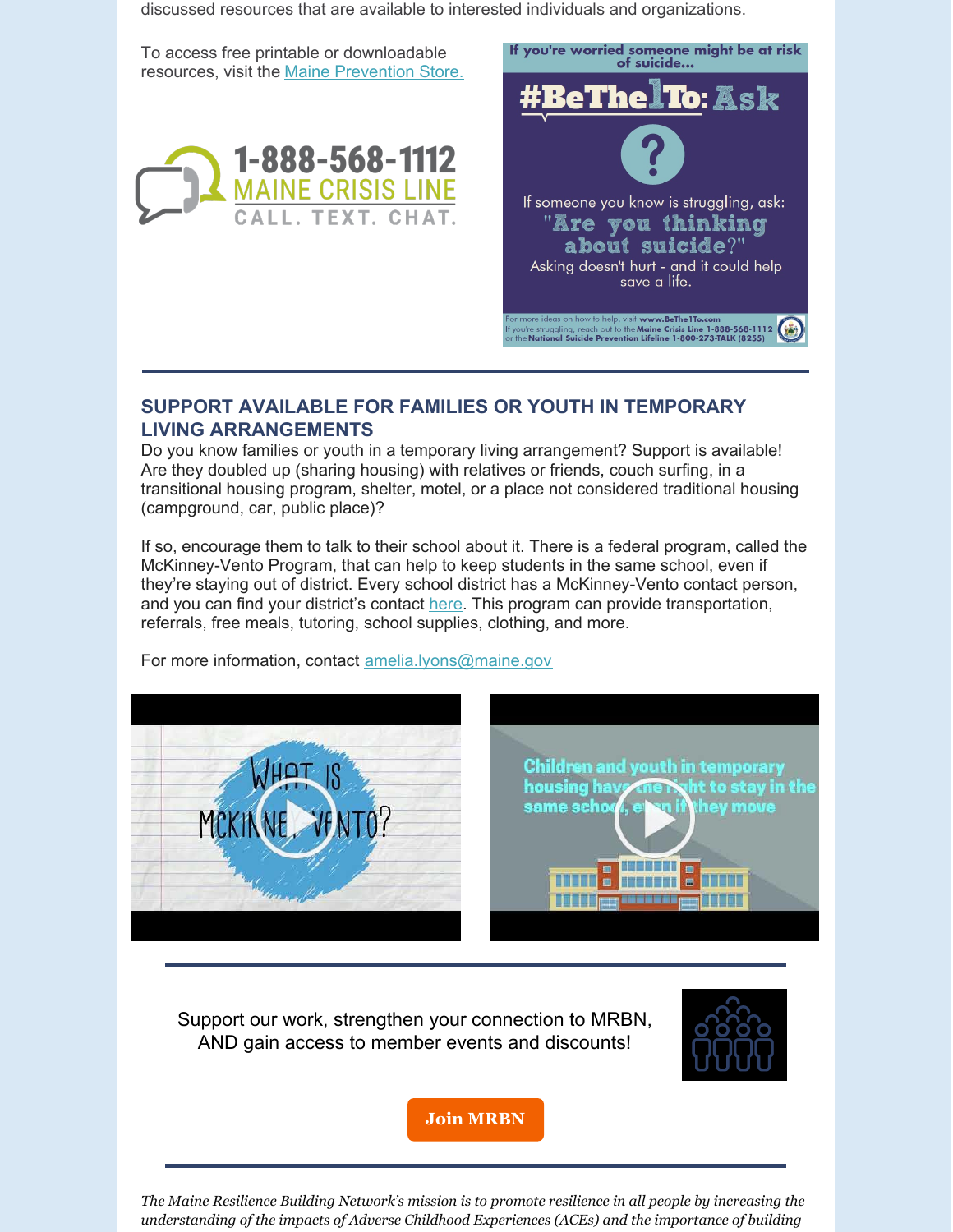discussed resources that are available to interested individuals and organizations.

To access free printable or downloadable resources, visit the Maine Prevention Store.

1-888-568-1112
MAINE CRISIS LINE
CALL. TEXT. CHAT.

If you're worried someone might be at risk of suicide...

#BeThe1To: Ask

If someone you know is struggling, ask:
"Are you thinking about suicide?"
Asking doesn't hurt - and it could help save a life.

For more ideas on how to help, visit www.BeThe1To.com
If you're struggling, reach out to the Maine Crisis Line 1-888-568-1112 or the National Suicide Prevention Lifeline 1-800-273-TALK (8255)

## SUPPORT AVAILABLE FOR FAMILIES OR YOUTH IN TEMPORARY LIVING ARRANGEMENTS

Do you know families or youth in a temporary living arrangement? Support is available! Are they doubled up (sharing housing) with relatives or friends, couch surfing, in a transitional housing program, shelter, motel, or a place not considered traditional housing (campground, car, public place)?

If so, encourage them to talk to their school about it. There is a federal program, called the McKinney-Vento Program, that can help to keep students in the same school, even if they're staying out of district. Every school district has a McKinney-Vento contact person, and you can find your district's contact here. This program can provide transportation, referrals, free meals, tutoring, school supplies, clothing, and more.

For more information, contact amelia.lyons@maine.gov

Support our work, strengthen your connection to MRBN, AND gain access to member events and discounts!

**Join MRBN**

*The Maine Resilience Building Network's mission is to promote resilience in all people by increasing the understanding of the impacts of Adverse Childhood Experiences (ACEs) and the importance of building*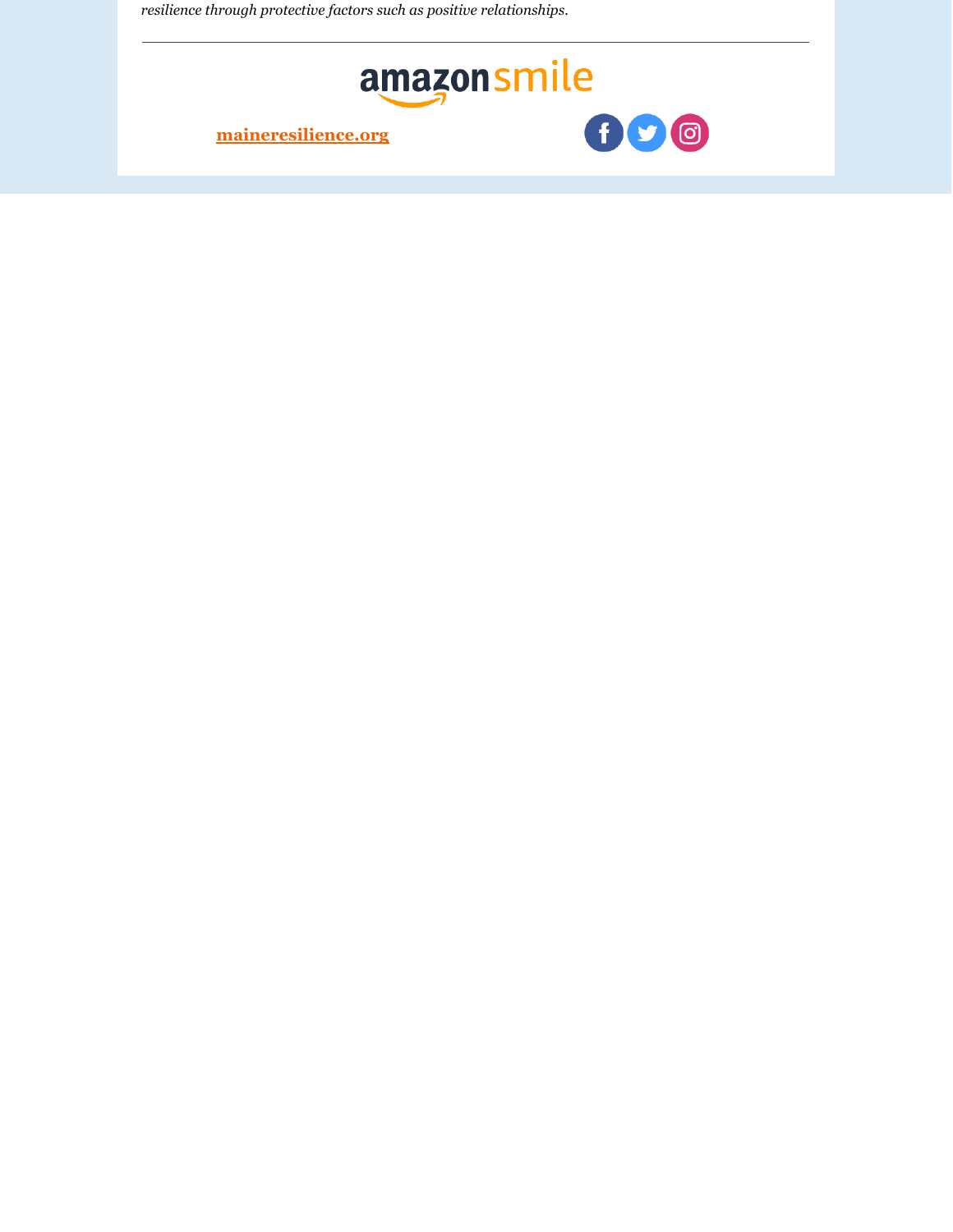*resilience through protective factors such as positive relationships.*

---

amazonsmile

**maineresilience.org**